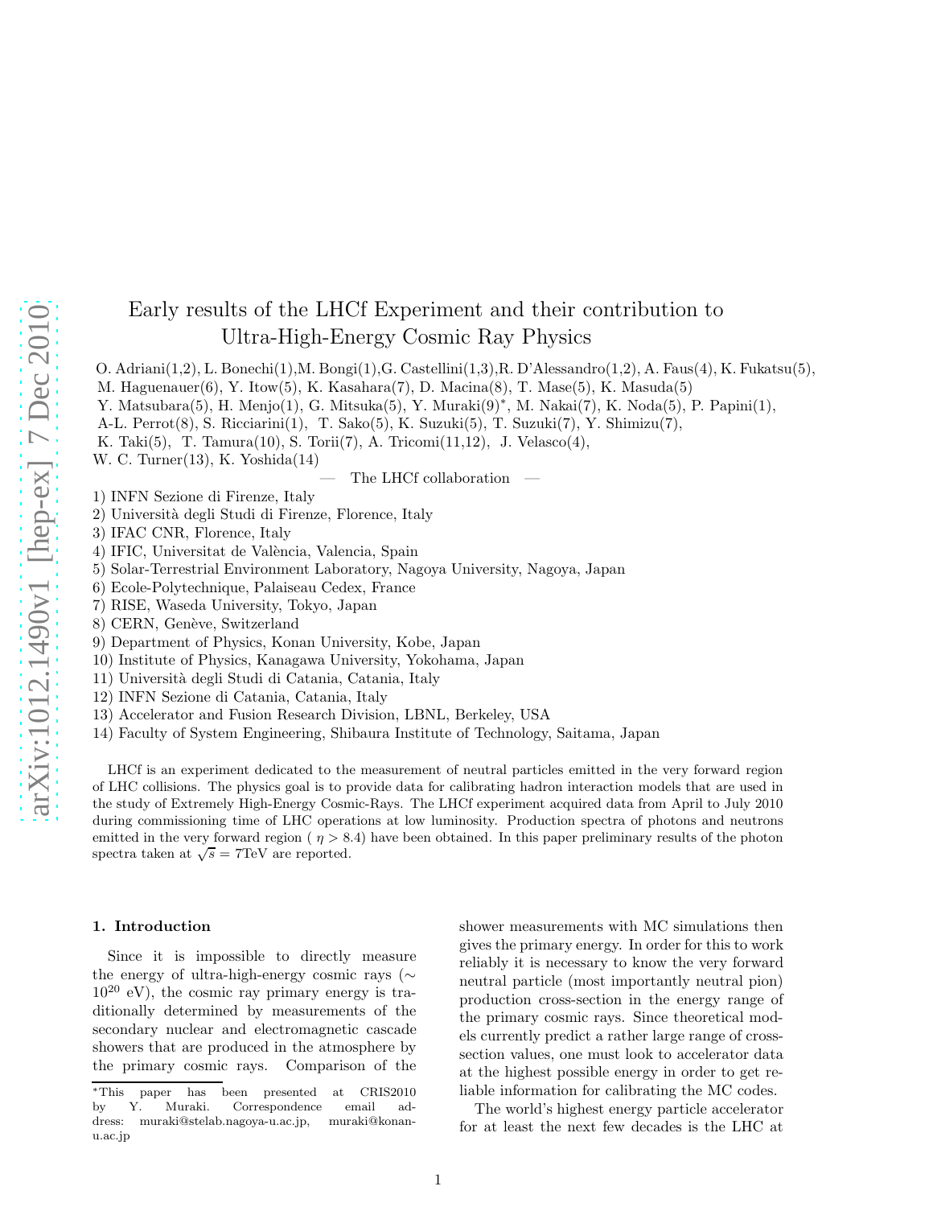# Early results of the LHCf Experiment and their contribution to Ultra-High-Energy Cosmic Ray Physics

O. Adriani(1,2), L. Bonechi(1),M. Bongi(1),G. Castellini(1,3),R. D'Alessandro(1,2), A. Faus(4), K. Fukatsu(5), M. Haguenauer(6), Y. Itow(5), K. Kasahara(7), D. Macina(8), T. Mase(5), K. Masuda(5) Y. Matsubara(5), H. Menjo(1), G. Mitsuka(5), Y. Muraki(9)*, M. Nakai(7), K. Noda(5), P. Papini(1), A-L. Perrot(8), S. Ricciarini(1), T. Sako(5), K. Suzuki(5), T. Suzuki(7), Y. Shimizu(7), K. Taki(5), T. Tamura(10), S. Torii(7), A. Tricomi(11,12), J. Velasco(4), W. C. Turner(13), K. Yoshida(14)

— The LHCf collaboration —

1) INFN Sezione di Firenze, Italy
2) Università degli Studi di Firenze, Florence, Italy
3) IFAC CNR, Florence, Italy
4) IFIC, Universitat de València, Valencia, Spain
5) Solar-Terrestrial Environment Laboratory, Nagoya University, Nagoya, Japan
6) Ecole-Polytechnique, Palaiseau Cedex, France
7) RISE, Waseda University, Tokyo, Japan
8) CERN, Genève, Switzerland
9) Department of Physics, Konan University, Kobe, Japan
10) Institute of Physics, Kanagawa University, Yokohama, Japan
11) Università degli Studi di Catania, Catania, Italy
12) INFN Sezione di Catania, Catania, Italy
13) Accelerator and Fusion Research Division, LBNL, Berkeley, USA
14) Faculty of System Engineering, Shibaura Institute of Technology, Saitama, Japan

LHCf is an experiment dedicated to the measurement of neutral particles emitted in the very forward region of LHC collisions. The physics goal is to provide data for calibrating hadron interaction models that are used in the study of Extremely High-Energy Cosmic-Rays. The LHCf experiment acquired data from April to July 2010 during commissioning time of LHC operations at low luminosity. Production spectra of photons and neutrons emitted in the very forward region ( $\eta > 8.4$) have been obtained. In this paper preliminary results of the photon spectra taken at $\sqrt{s} = 7$TeV are reported.

## 1. Introduction

Since it is impossible to directly measure the energy of ultra-high-energy cosmic rays ($\sim 10^{20}$ eV), the cosmic ray primary energy is traditionally determined by measurements of the secondary nuclear and electromagnetic cascade showers that are produced in the atmosphere by the primary cosmic rays. Comparison of the shower measurements with MC simulations then gives the primary energy. In order for this to work reliably it is necessary to know the very forward neutral particle (most importantly neutral pion) production cross-section in the energy range of the primary cosmic rays. Since theoretical models currently predict a rather large range of cross-section values, one must look to accelerator data at the highest possible energy in order to get reliable information for calibrating the MC codes.

The world's highest energy particle accelerator for at least the next few decades is the LHC at

*This paper has been presented at CRIS2010 by Y. Muraki. Correspondence email address: muraki@stelab.nagoya-u.ac.jp, muraki@konan-u.ac.jp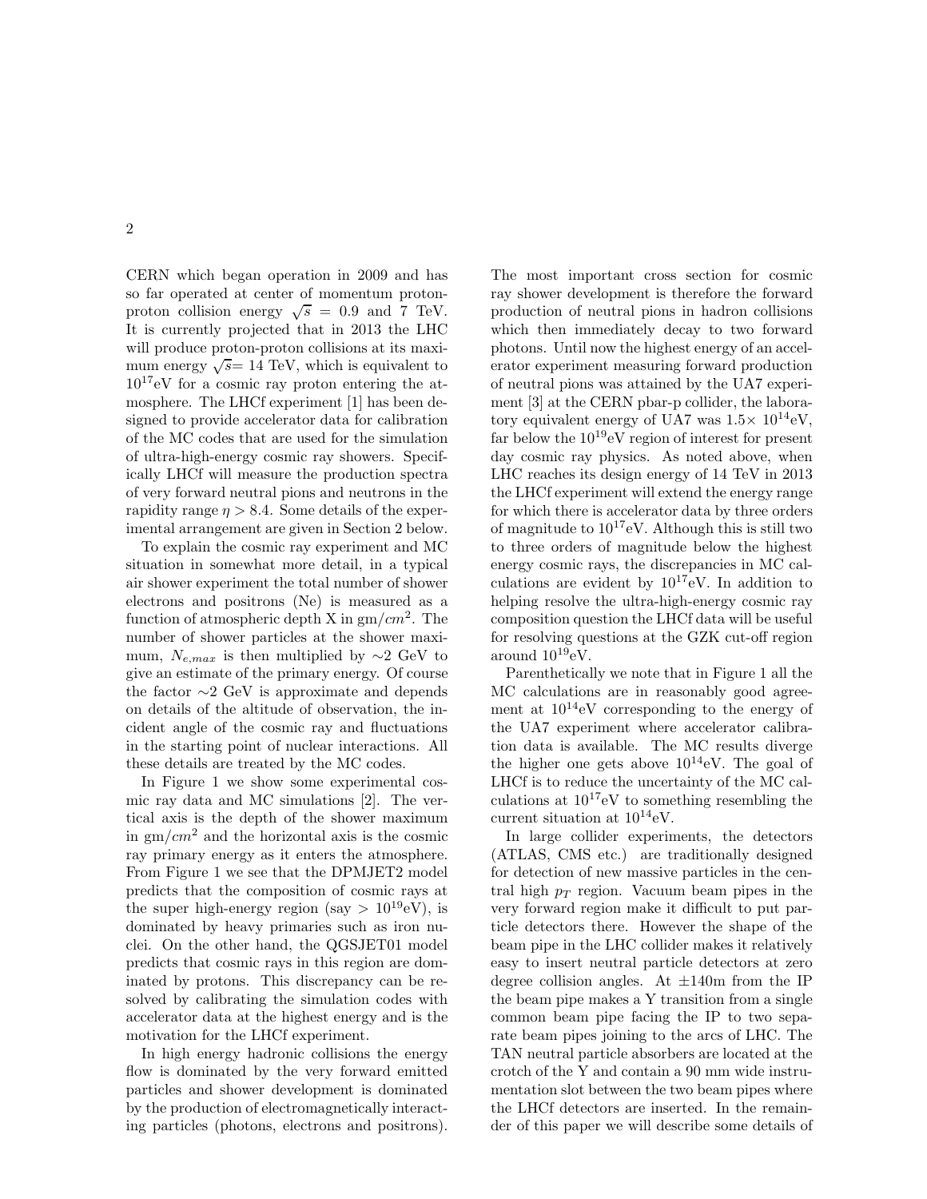CERN which began operation in 2009 and has so far operated at center of momentum proton-proton collision energy $\sqrt{s}$ = 0.9 and 7 TeV. It is currently projected that in 2013 the LHC will produce proton-proton collisions at its maximum energy $\sqrt{s}$= 14 TeV, which is equivalent to $10^{17}$eV for a cosmic ray proton entering the atmosphere. The LHCf experiment [1] has been designed to provide accelerator data for calibration of the MC codes that are used for the simulation of ultra-high-energy cosmic ray showers. Specifically LHCf will measure the production spectra of very forward neutral pions and neutrons in the rapidity range $\eta > 8.4$. Some details of the experimental arrangement are given in Section 2 below.

To explain the cosmic ray experiment and MC situation in somewhat more detail, in a typical air shower experiment the total number of shower electrons and positrons (Ne) is measured as a function of atmospheric depth X in gm/$cm^2$. The number of shower particles at the shower maximum, $N_{e,max}$ is then multiplied by ∼2 GeV to give an estimate of the primary energy. Of course the factor ∼2 GeV is approximate and depends on details of the altitude of observation, the incident angle of the cosmic ray and fluctuations in the starting point of nuclear interactions. All these details are treated by the MC codes.

In Figure 1 we show some experimental cosmic ray data and MC simulations [2]. The vertical axis is the depth of the shower maximum in gm/$cm^2$ and the horizontal axis is the cosmic ray primary energy as it enters the atmosphere. From Figure 1 we see that the DPMJET2 model predicts that the composition of cosmic rays at the super high-energy region (say > $10^{19}$eV), is dominated by heavy primaries such as iron nuclei. On the other hand, the QGSJET01 model predicts that cosmic rays in this region are dominated by protons. This discrepancy can be resolved by calibrating the simulation codes with accelerator data at the highest energy and is the motivation for the LHCf experiment.

In high energy hadronic collisions the energy flow is dominated by the very forward emitted particles and shower development is dominated by the production of electromagnetically interacting particles (photons, electrons and positrons). The most important cross section for cosmic ray shower development is therefore the forward production of neutral pions in hadron collisions which then immediately decay to two forward photons. Until now the highest energy of an accelerator experiment measuring forward production of neutral pions was attained by the UA7 experiment [3] at the CERN pbar-p collider, the laboratory equivalent energy of UA7 was 1.5× $10^{14}$eV, far below the $10^{19}$eV region of interest for present day cosmic ray physics. As noted above, when LHC reaches its design energy of 14 TeV in 2013 the LHCf experiment will extend the energy range for which there is accelerator data by three orders of magnitude to $10^{17}$eV. Although this is still two to three orders of magnitude below the highest energy cosmic rays, the discrepancies in MC calculations are evident by $10^{17}$eV. In addition to helping resolve the ultra-high-energy cosmic ray composition question the LHCf data will be useful for resolving questions at the GZK cut-off region around $10^{19}$eV.

Parenthetically we note that in Figure 1 all the MC calculations are in reasonably good agreement at $10^{14}$eV corresponding to the energy of the UA7 experiment where accelerator calibration data is available. The MC results diverge the higher one gets above $10^{14}$eV. The goal of LHCf is to reduce the uncertainty of the MC calculations at $10^{17}$eV to something resembling the current situation at $10^{14}$eV.

In large collider experiments, the detectors (ATLAS, CMS etc.) are traditionally designed for detection of new massive particles in the central high $p_T$ region. Vacuum beam pipes in the very forward region make it difficult to put particle detectors there. However the shape of the beam pipe in the LHC collider makes it relatively easy to insert neutral particle detectors at zero degree collision angles. At ±140m from the IP the beam pipe makes a Y transition from a single common beam pipe facing the IP to two separate beam pipes joining to the arcs of LHC. The TAN neutral particle absorbers are located at the crotch of the Y and contain a 90 mm wide instrumentation slot between the two beam pipes where the LHCf detectors are inserted. In the remainder of this paper we will describe some details of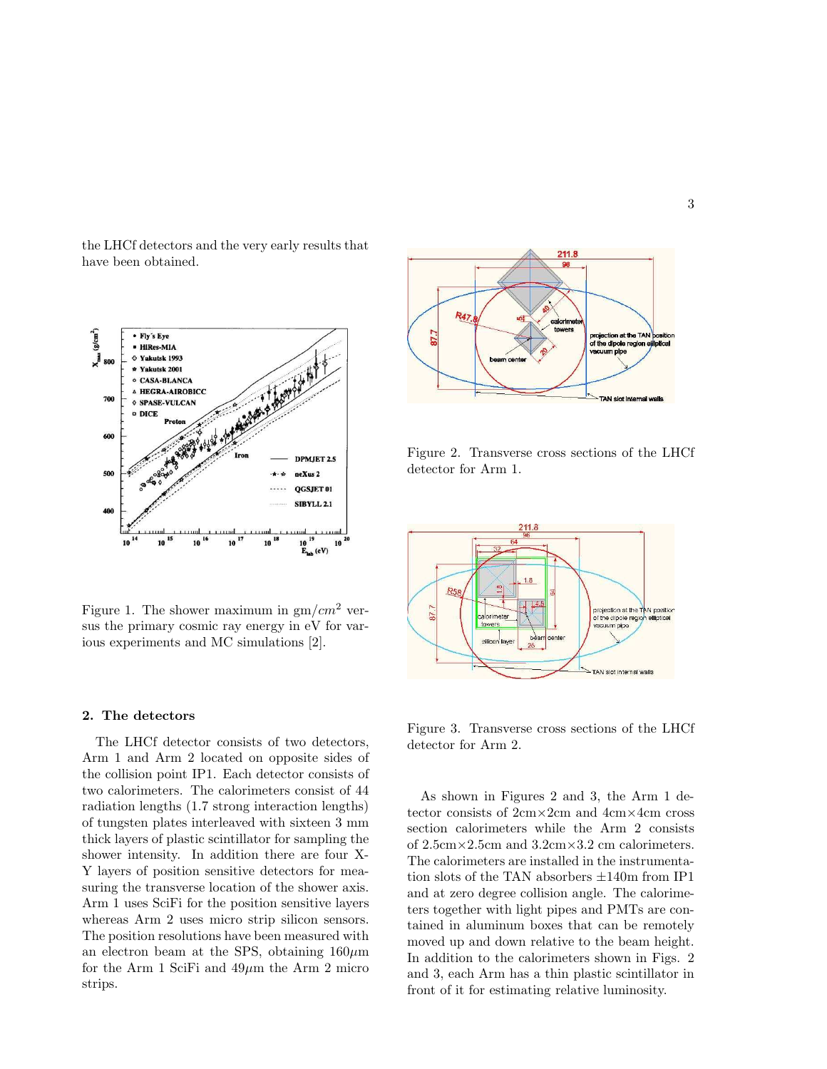the LHCf detectors and the very early results that have been obtained.

Figure 1. The shower maximum in gm/$cm^2$ versus the primary cosmic ray energy in eV for various experiments and MC simulations [2].

## 2. The detectors

The LHCf detector consists of two detectors, Arm 1 and Arm 2 located on opposite sides of the collision point IP1. Each detector consists of two calorimeters. The calorimeters consist of 44 radiation lengths (1.7 strong interaction lengths) of tungsten plates interleaved with sixteen 3 mm thick layers of plastic scintillator for sampling the shower intensity. In addition there are four X-Y layers of position sensitive detectors for measuring the transverse location of the shower axis. Arm 1 uses SciFi for the position sensitive layers whereas Arm 2 uses micro strip silicon sensors. The position resolutions have been measured with an electron beam at the SPS, obtaining 160$\mu$m for the Arm 1 SciFi and 49$\mu$m the Arm 2 micro strips.

Figure 2. Transverse cross sections of the LHCf detector for Arm 1.

Figure 3. Transverse cross sections of the LHCf detector for Arm 2.

As shown in Figures 2 and 3, the Arm 1 detector consists of 2cm×2cm and 4cm×4cm cross section calorimeters while the Arm 2 consists of 2.5cm×2.5cm and 3.2cm×3.2 cm calorimeters. The calorimeters are installed in the instrumentation slots of the TAN absorbers ±140m from IP1 and at zero degree collision angle. The calorimeters together with light pipes and PMTs are contained in aluminum boxes that can be remotely moved up and down relative to the beam height. In addition to the calorimeters shown in Figs. 2 and 3, each Arm has a thin plastic scintillator in front of it for estimating relative luminosity.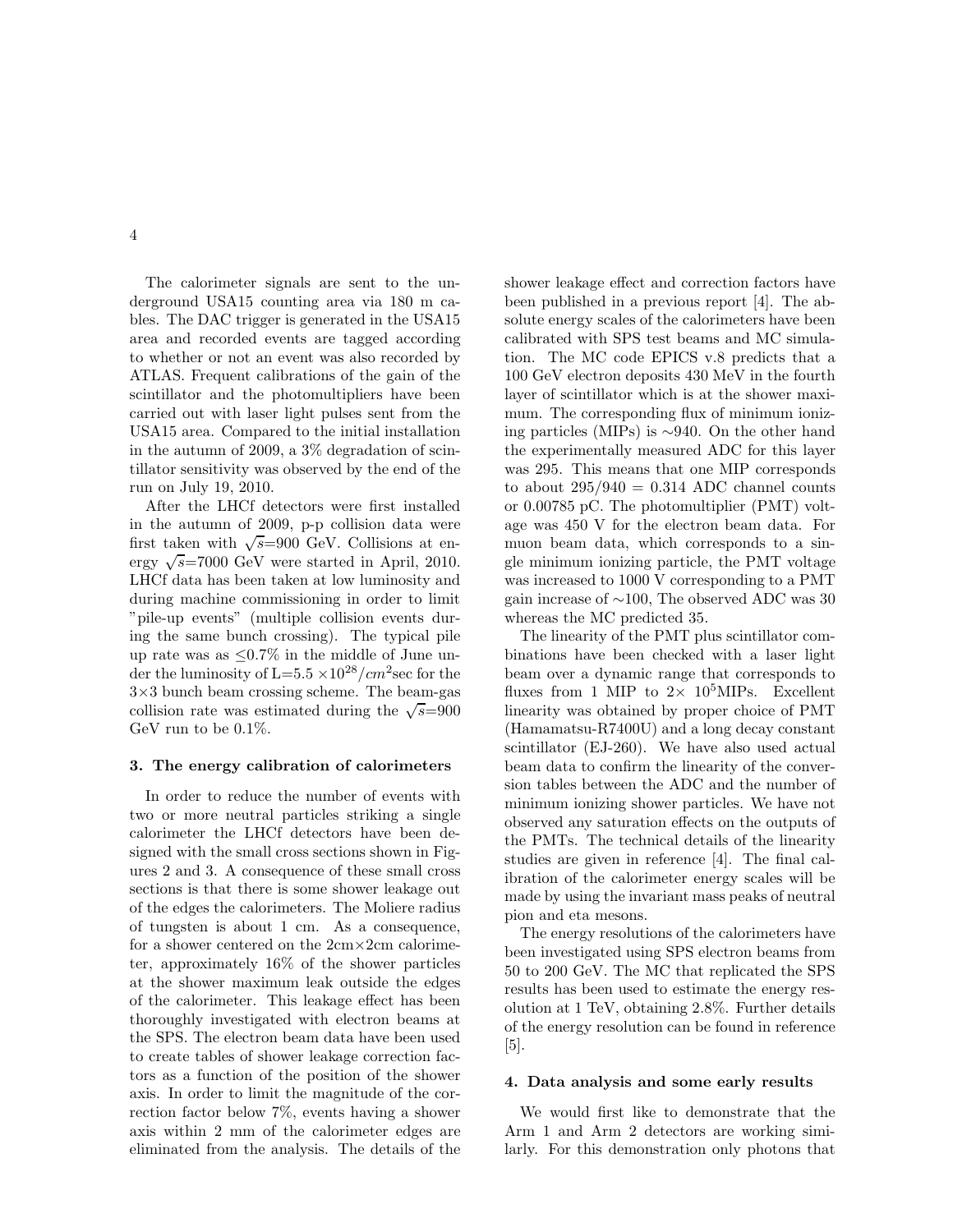The calorimeter signals are sent to the underground USA15 counting area via 180 m cables. The DAC trigger is generated in the USA15 area and recorded events are tagged according to whether or not an event was also recorded by ATLAS. Frequent calibrations of the gain of the scintillator and the photomultipliers have been carried out with laser light pulses sent from the USA15 area. Compared to the initial installation in the autumn of 2009, a 3% degradation of scintillator sensitivity was observed by the end of the run on July 19, 2010.

After the LHCf detectors were first installed in the autumn of 2009, p-p collision data were first taken with $\sqrt{s}$=900 GeV. Collisions at energy $\sqrt{s}$=7000 GeV were started in April, 2010. LHCf data has been taken at low luminosity and during machine commissioning in order to limit "pile-up events" (multiple collision events during the same bunch crossing). The typical pile up rate was as $\leq$0.7% in the middle of June under the luminosity of L=5.5 $\times 10^{28}/cm^2$sec for the 3$\times$3 bunch beam crossing scheme. The beam-gas collision rate was estimated during the $\sqrt{s}$=900 GeV run to be 0.1%.

## 3. The energy calibration of calorimeters

In order to reduce the number of events with two or more neutral particles striking a single calorimeter the LHCf detectors have been designed with the small cross sections shown in Figures 2 and 3. A consequence of these small cross sections is that there is some shower leakage out of the edges the calorimeters. The Moliere radius of tungsten is about 1 cm. As a consequence, for a shower centered on the 2cm$\times$2cm calorimeter, approximately 16% of the shower particles at the shower maximum leak outside the edges of the calorimeter. This leakage effect has been thoroughly investigated with electron beams at the SPS. The electron beam data have been used to create tables of shower leakage correction factors as a function of the position of the shower axis. In order to limit the magnitude of the correction factor below 7%, events having a shower axis within 2 mm of the calorimeter edges are eliminated from the analysis. The details of the shower leakage effect and correction factors have been published in a previous report [4]. The absolute energy scales of the calorimeters have been calibrated with SPS test beams and MC simulation. The MC code EPICS v.8 predicts that a 100 GeV electron deposits 430 MeV in the fourth layer of scintillator which is at the shower maximum. The corresponding flux of minimum ionizing particles (MIPs) is $\sim$940. On the other hand the experimentally measured ADC for this layer was 295. This means that one MIP corresponds to about 295/940 = 0.314 ADC channel counts or 0.00785 pC. The photomultiplier (PMT) voltage was 450 V for the electron beam data. For muon beam data, which corresponds to a single minimum ionizing particle, the PMT voltage was increased to 1000 V corresponding to a PMT gain increase of $\sim$100, The observed ADC was 30 whereas the MC predicted 35.

The linearity of the PMT plus scintillator combinations have been checked with a laser light beam over a dynamic range that corresponds to fluxes from 1 MIP to 2$\times$ $10^5$MIPs. Excellent linearity was obtained by proper choice of PMT (Hamamatsu-R7400U) and a long decay constant scintillator (EJ-260). We have also used actual beam data to confirm the linearity of the conversion tables between the ADC and the number of minimum ionizing shower particles. We have not observed any saturation effects on the outputs of the PMTs. The technical details of the linearity studies are given in reference [4]. The final calibration of the calorimeter energy scales will be made by using the invariant mass peaks of neutral pion and eta mesons.

The energy resolutions of the calorimeters have been investigated using SPS electron beams from 50 to 200 GeV. The MC that replicated the SPS results has been used to estimate the energy resolution at 1 TeV, obtaining 2.8%. Further details of the energy resolution can be found in reference [5].

## 4. Data analysis and some early results

We would first like to demonstrate that the Arm 1 and Arm 2 detectors are working similarly. For this demonstration only photons that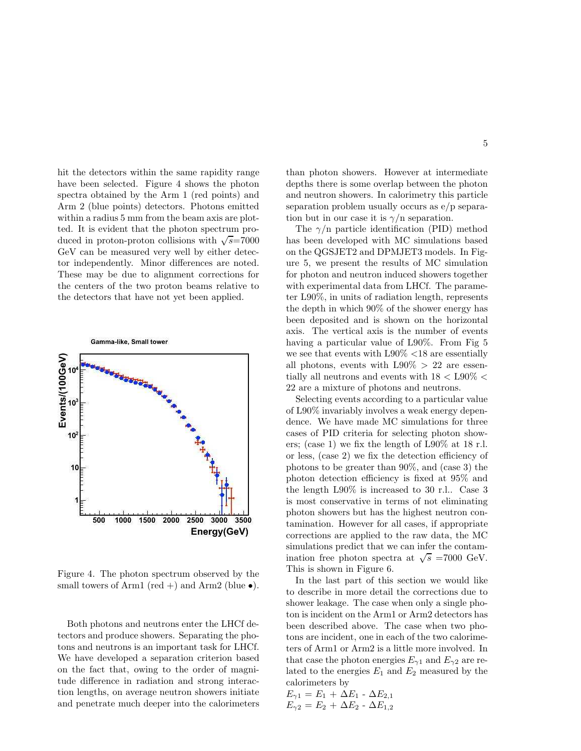hit the detectors within the same rapidity range have been selected. Figure 4 shows the photon spectra obtained by the Arm 1 (red points) and Arm 2 (blue points) detectors. Photons emitted within a radius 5 mm from the beam axis are plotted. It is evident that the photon spectrum produced in proton-proton collisions with $\sqrt{s}$=7000 GeV can be measured very well by either detector independently. Minor differences are noted. These may be due to alignment corrections for the centers of the two proton beams relative to the detectors that have not yet been applied.

Figure 4. The photon spectrum observed by the small towers of Arm1 (red +) and Arm2 (blue •).

Both photons and neutrons enter the LHCf detectors and produce showers. Separating the photons and neutrons is an important task for LHCf. We have developed a separation criterion based on the fact that, owing to the order of magnitude difference in radiation and strong interaction lengths, on average neutron showers initiate and penetrate much deeper into the calorimeters than photon showers. However at intermediate depths there is some overlap between the photon and neutron showers. In calorimetry this particle separation problem usually occurs as e/p separation but in our case it is $\gamma$/n separation.

The $\gamma$/n particle identification (PID) method has been developed with MC simulations based on the QGSJET2 and DPMJET3 models. In Figure 5, we present the results of MC simulation for photon and neutron induced showers together with experimental data from LHCf. The parameter L90%, in units of radiation length, represents the depth in which 90% of the shower energy has been deposited and is shown on the horizontal axis. The vertical axis is the number of events having a particular value of L90%. From Fig 5 we see that events with L90% <18 are essentially all photons, events with L90% > 22 are essentially all neutrons and events with 18 < L90% < 22 are a mixture of photons and neutrons.

Selecting events according to a particular value of L90% invariably involves a weak energy dependence. We have made MC simulations for three cases of PID criteria for selecting photon showers; (case 1) we fix the length of L90% at 18 r.l. or less, (case 2) we fix the detection efficiency of photons to be greater than 90%, and (case 3) the photon detection efficiency is fixed at 95% and the length L90% is increased to 30 r.l.. Case 3 is most conservative in terms of not eliminating photon showers but has the highest neutron contamination. However for all cases, if appropriate corrections are applied to the raw data, the MC simulations predict that we can infer the contamination free photon spectra at $\sqrt{s}$ =7000 GeV. This is shown in Figure 6.

In the last part of this section we would like to describe in more detail the corrections due to shower leakage. The case when only a single photon is incident on the Arm1 or Arm2 detectors has been described above. The case when two photons are incident, one in each of the two calorimeters of Arm1 or Arm2 is a little more involved. In that case the photon energies $E_{\gamma 1}$ and $E_{\gamma 2}$ are related to the energies $E_1$ and $E_2$ measured by the calorimeters by

$E_{\gamma 1} = E_1 + \Delta E_1 - \Delta E_{2,1}$
$E_{\gamma 2} = E_2 + \Delta E_2 - \Delta E_{1,2}$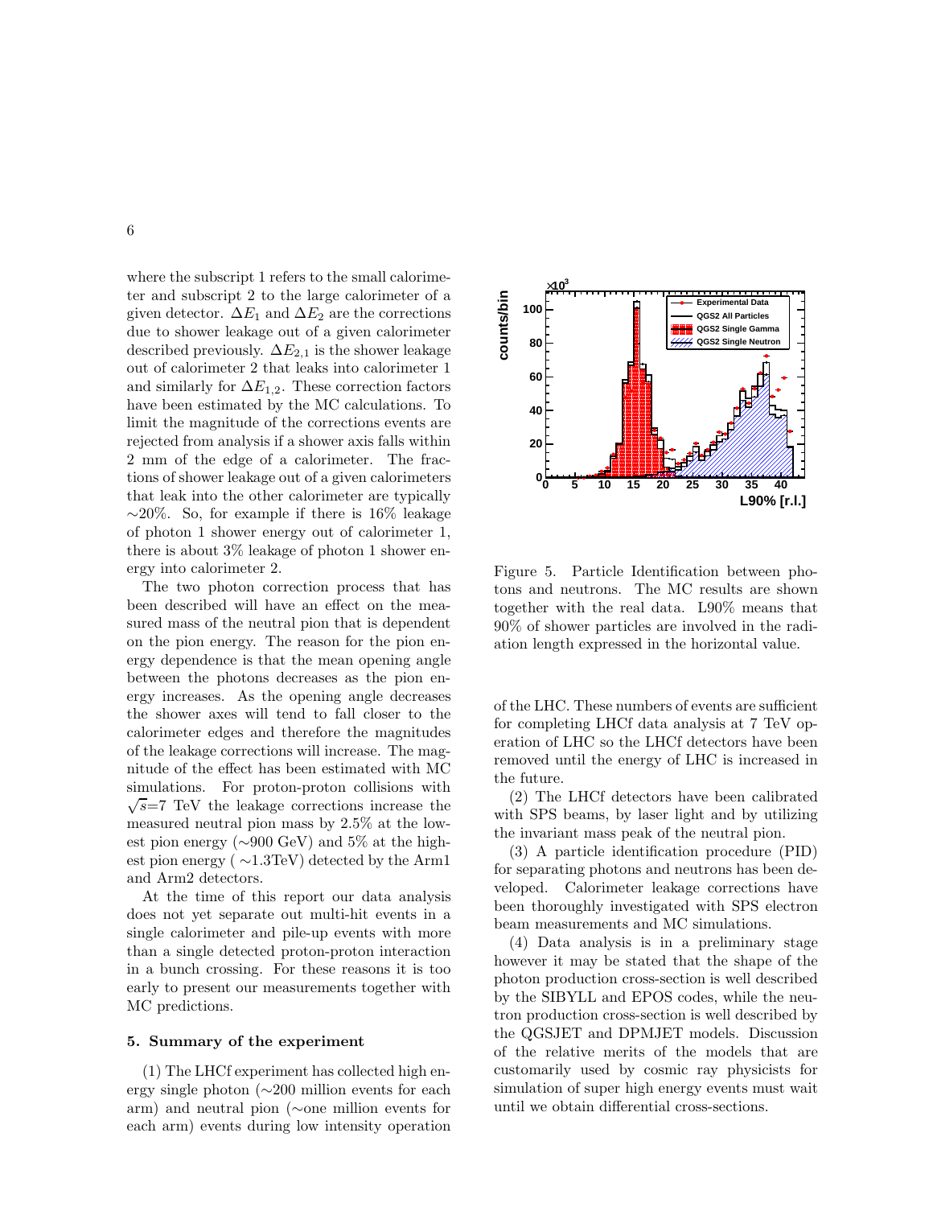where the subscript 1 refers to the small calorimeter and subscript 2 to the large calorimeter of a given detector. $\Delta E_1$ and $\Delta E_2$ are the corrections due to shower leakage out of a given calorimeter described previously. $\Delta E_{2,1}$ is the shower leakage out of calorimeter 2 that leaks into calorimeter 1 and similarly for $\Delta E_{1,2}$. These correction factors have been estimated by the MC calculations. To limit the magnitude of the corrections events are rejected from analysis if a shower axis falls within 2 mm of the edge of a calorimeter. The fractions of shower leakage out of a given calorimeters that leak into the other calorimeter are typically $\sim$20%. So, for example if there is 16% leakage of photon 1 shower energy out of calorimeter 1, there is about 3% leakage of photon 1 shower energy into calorimeter 2.

The two photon correction process that has been described will have an effect on the measured mass of the neutral pion that is dependent on the pion energy. The reason for the pion energy dependence is that the mean opening angle between the photons decreases as the pion energy increases. As the opening angle decreases the shower axes will tend to fall closer to the calorimeter edges and therefore the magnitudes of the leakage corrections will increase. The magnitude of the effect has been estimated with MC simulations. For proton-proton collisions with $\sqrt{s}$=7 TeV the leakage corrections increase the measured neutral pion mass by 2.5% at the lowest pion energy ($\sim$900 GeV) and 5% at the highest pion energy ( $\sim$1.3TeV) detected by the Arm1 and Arm2 detectors.

At the time of this report our data analysis does not yet separate out multi-hit events in a single calorimeter and pile-up events with more than a single detected proton-proton interaction in a bunch crossing. For these reasons it is too early to present our measurements together with MC predictions.

Figure 5. Particle Identification between photons and neutrons. The MC results are shown together with the real data. L90% means that 90% of shower particles are involved in the radiation length expressed in the horizontal value.

## 5. Summary of the experiment

(1) The LHCf experiment has collected high energy single photon ($\sim$200 million events for each arm) and neutral pion ($\sim$one million events for each arm) events during low intensity operation of the LHC. These numbers of events are sufficient for completing LHCf data analysis at 7 TeV operation of LHC so the LHCf detectors have been removed until the energy of LHC is increased in the future.

(2) The LHCf detectors have been calibrated with SPS beams, by laser light and by utilizing the invariant mass peak of the neutral pion.

(3) A particle identification procedure (PID) for separating photons and neutrons has been developed. Calorimeter leakage corrections have been thoroughly investigated with SPS electron beam measurements and MC simulations.

(4) Data analysis is in a preliminary stage however it may be stated that the shape of the photon production cross-section is well described by the SIBYLL and EPOS codes, while the neutron production cross-section is well described by the QGSJET and DPMJET models. Discussion of the relative merits of the models that are customarily used by cosmic ray physicists for simulation of super high energy events must wait until we obtain differential cross-sections.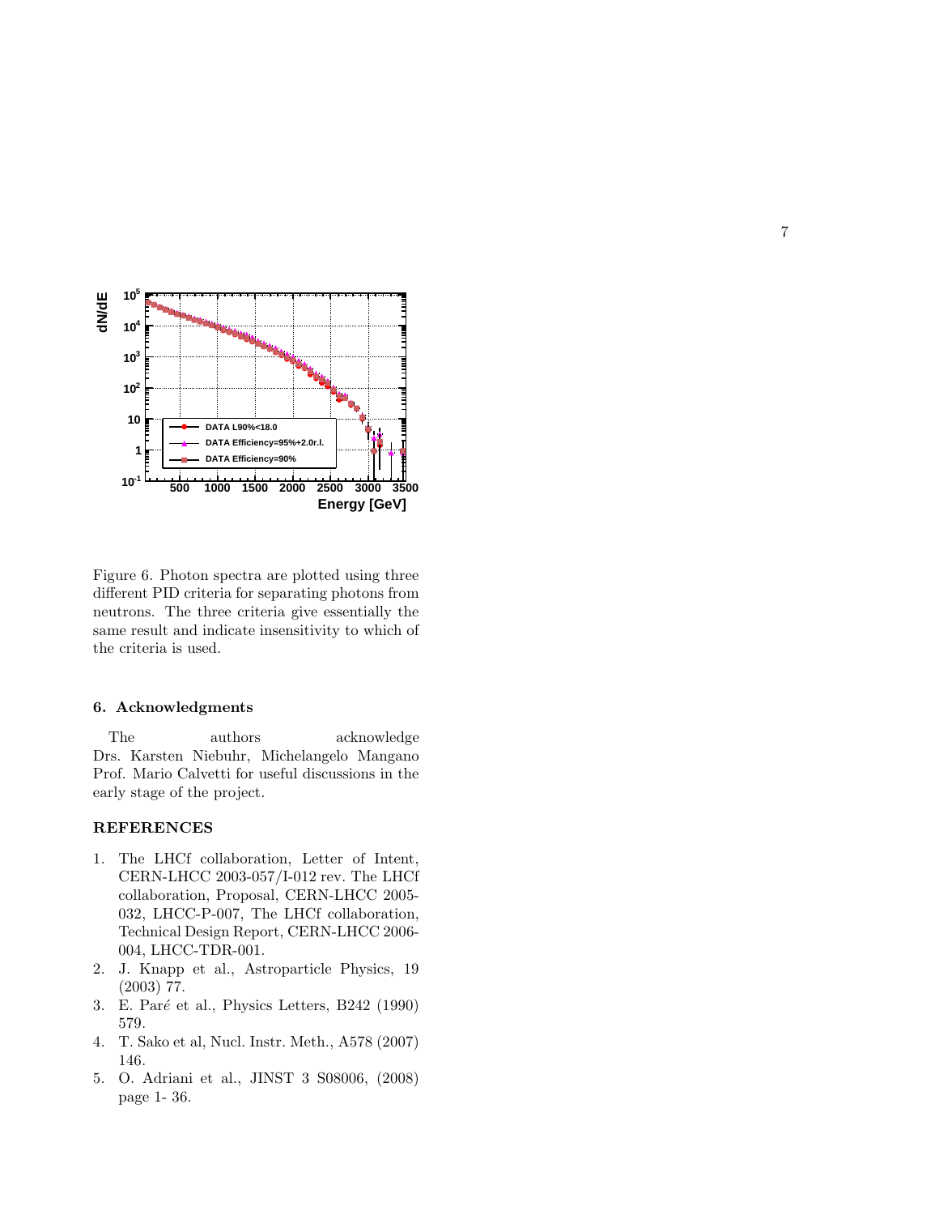dN/dE

$10^5$

$10^4$

$10^3$

$10^2$

10

1

$10^{-1}$

500 1000 1500 2000 2500 3000 3500

Energy [GeV]

DATA L90%<18.0

DATA Efficiency=95%+2.0r.l.

DATA Efficiency=90%

Figure 6. Photon spectra are plotted using three different PID criteria for separating photons from neutrons. The three criteria give essentially the same result and indicate insensitivity to which of the criteria is used.

## 6. Acknowledgments

The authors acknowledge Drs. Karsten Niebuhr, Michelangelo Mangano Prof. Mario Calvetti for useful discussions in the early stage of the project.

## REFERENCES

1. The LHCf collaboration, Letter of Intent, CERN-LHCC 2003-057/I-012 rev. The LHCf collaboration, Proposal, CERN-LHCC 2005-032, LHCC-P-007, The LHCf collaboration, Technical Design Report, CERN-LHCC 2006-004, LHCC-TDR-001.
2. J. Knapp et al., Astroparticle Physics, 19 (2003) 77.
3. E. Paré et al., Physics Letters, B242 (1990) 579.
4. T. Sako et al, Nucl. Instr. Meth., A578 (2007) 146.
5. O. Adriani et al., JINST 3 S08006, (2008) page 1- 36.